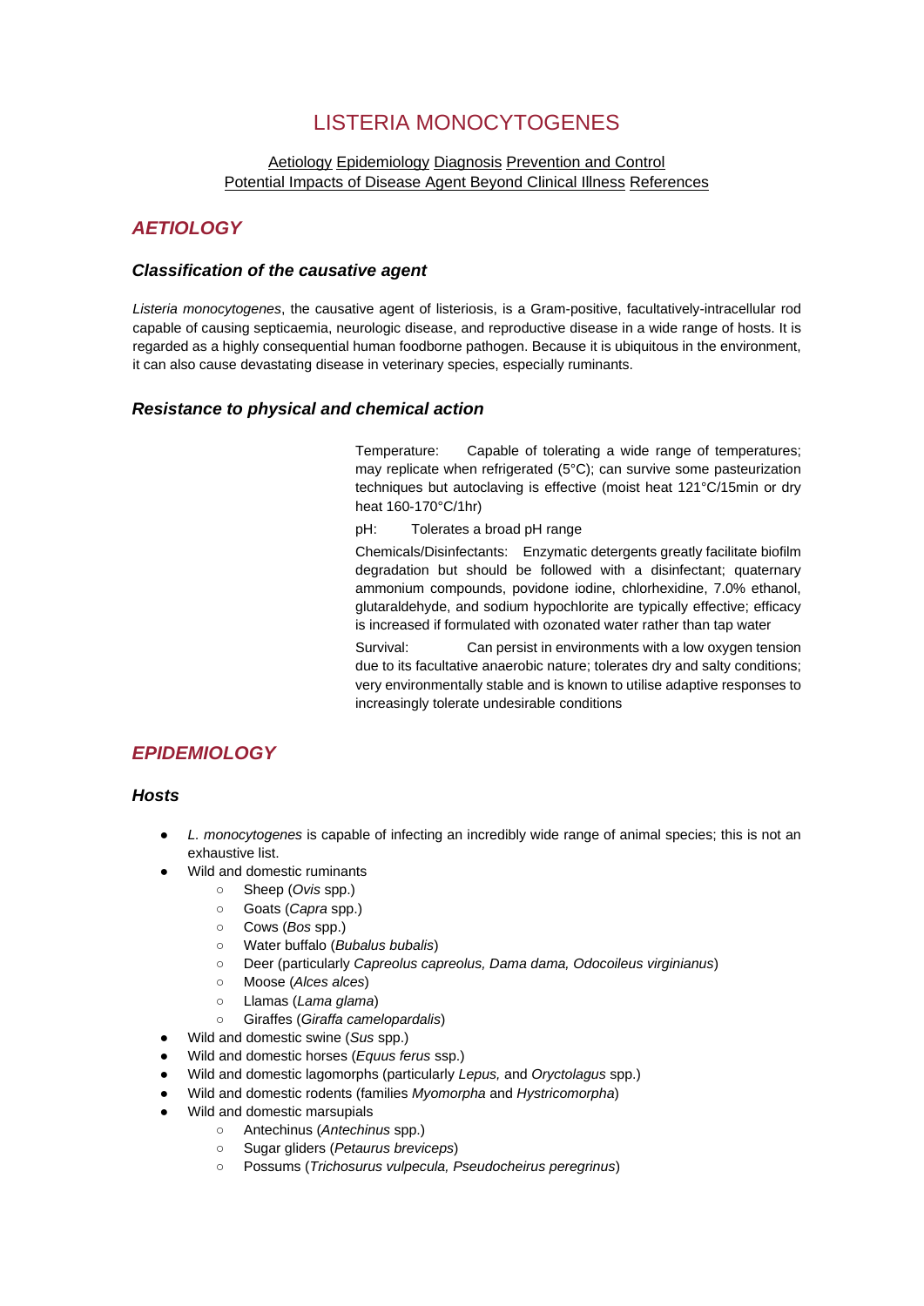# LISTERIA MONOCYTOGENES

Aetiology Epidemiology Diagnosis Prevention and Control
Potential Impacts of Disease Agent Beyond Clinical Illness References

## *AETIOLOGY*

### *Classification of the causative agent*

*Listeria monocytogenes*, the causative agent of listeriosis, is a Gram-positive, facultatively-intracellular rod capable of causing septicaemia, neurologic disease, and reproductive disease in a wide range of hosts. It is regarded as a highly consequential human foodborne pathogen. Because it is ubiquitous in the environment, it can also cause devastating disease in veterinary species, especially ruminants.

### *Resistance to physical and chemical action*

Temperature: Capable of tolerating a wide range of temperatures; may replicate when refrigerated (5°C); can survive some pasteurization techniques but autoclaving is effective (moist heat 121°C/15min or dry heat 160-170°C/1hr)

pH: Tolerates a broad pH range

Chemicals/Disinfectants: Enzymatic detergents greatly facilitate biofilm degradation but should be followed with a disinfectant; quaternary ammonium compounds, povidone iodine, chlorhexidine, 7.0% ethanol, glutaraldehyde, and sodium hypochlorite are typically effective; efficacy is increased if formulated with ozonated water rather than tap water

Survival: Can persist in environments with a low oxygen tension due to its facultative anaerobic nature; tolerates dry and salty conditions; very environmentally stable and is known to utilise adaptive responses to increasingly tolerate undesirable conditions

## *EPIDEMIOLOGY*

### *Hosts*

- *L. monocytogenes* is capable of infecting an incredibly wide range of animal species; this is not an exhaustive list.
- Wild and domestic ruminants
  - Sheep (*Ovis* spp.)
  - Goats (*Capra* spp.)
  - Cows (*Bos* spp.)
  - Water buffalo (*Bubalus bubalis*)
  - Deer (particularly *Capreolus capreolus, Dama dama, Odocoileus virginianus*)
  - Moose (*Alces alces*)
  - Llamas (*Lama glama*)
  - Giraffes (*Giraffa camelopardalis*)
- Wild and domestic swine (*Sus* spp.)
- Wild and domestic horses (*Equus ferus* ssp.)
- Wild and domestic lagomorphs (particularly *Lepus,* and *Oryctolagus* spp.)
- Wild and domestic rodents (families *Myomorpha* and *Hystricomorpha*)
- Wild and domestic marsupials
  - Antechinus (*Antechinus* spp.)
  - Sugar gliders (*Petaurus breviceps*)
  - Possums (*Trichosurus vulpecula, Pseudocheirus peregrinus*)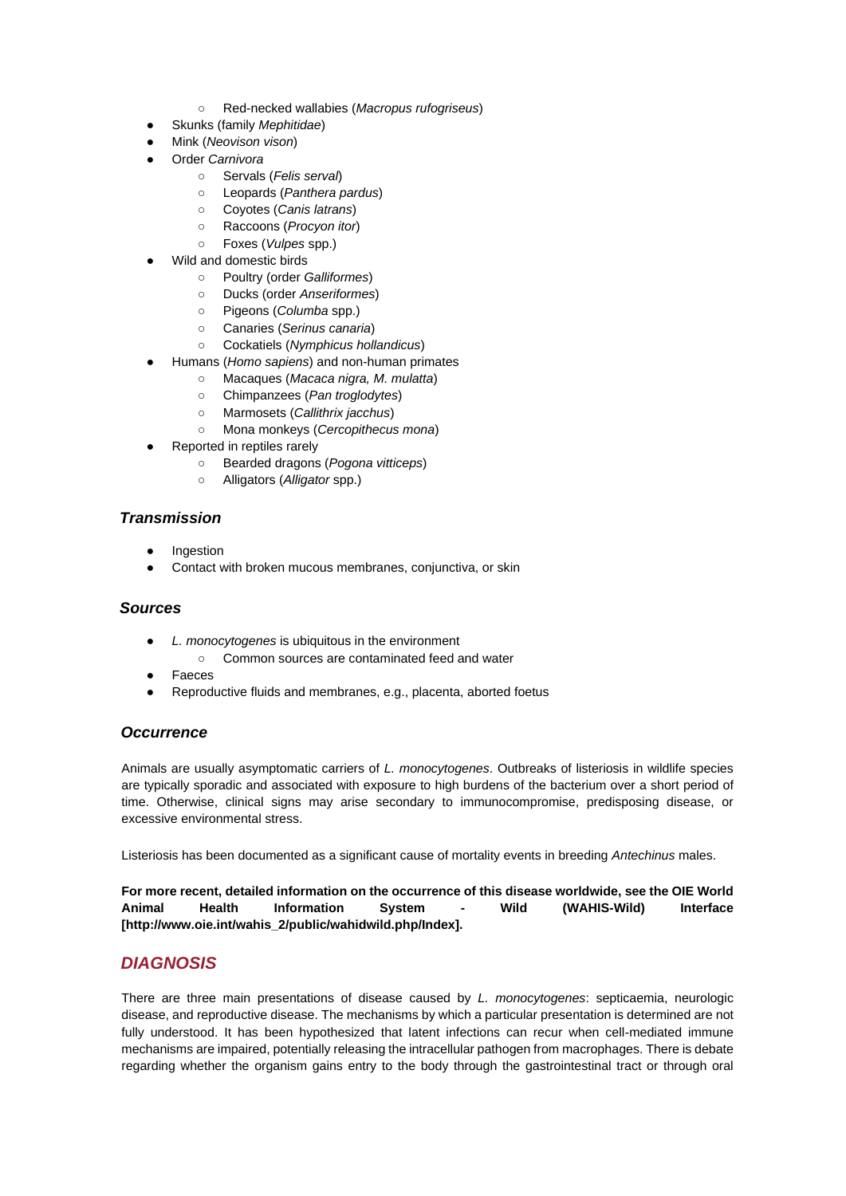- Red-necked wallabies (*Macropus rufogriseus*)
- Skunks (family *Mephitidae*)
- Mink (*Neovison vison*)
- Order *Carnivora*
    - Servals (*Felis serval*)
    - Leopards (*Panthera pardus*)
    - Coyotes (*Canis latrans*)
    - Raccoons (*Procyon itor*)
    - Foxes (*Vulpes* spp.)
- Wild and domestic birds
    - Poultry (order *Galliformes*)
    - Ducks (order *Anseriformes*)
    - Pigeons (*Columba* spp.)
    - Canaries (*Serinus canaria*)
    - Cockatiels (*Nymphicus hollandicus*)
- Humans (*Homo sapiens*) and non-human primates
    - Macaques (*Macaca nigra, M. mulatta*)
    - Chimpanzees (*Pan troglodytes*)
    - Marmosets (*Callithrix jacchus*)
    - Mona monkeys (*Cercopithecus mona*)
- Reported in reptiles rarely
    - Bearded dragons (*Pogona vitticeps*)
    - Alligators (*Alligator* spp.)

### *Transmission*

- Ingestion
- Contact with broken mucous membranes, conjunctiva, or skin

### *Sources*

- *L. monocytogenes* is ubiquitous in the environment
    - Common sources are contaminated feed and water
- Faeces
- Reproductive fluids and membranes, e.g., placenta, aborted foetus

### *Occurrence*

Animals are usually asymptomatic carriers of *L. monocytogenes*. Outbreaks of listeriosis in wildlife species are typically sporadic and associated with exposure to high burdens of the bacterium over a short period of time. Otherwise, clinical signs may arise secondary to immunocompromise, predisposing disease, or excessive environmental stress.

Listeriosis has been documented as a significant cause of mortality events in breeding *Antechinus* males.

**For more recent, detailed information on the occurrence of this disease worldwide, see the OIE World Animal Health Information System - Wild (WAHIS-Wild) Interface [http://www.oie.int/wahis_2/public/wahidwild.php/Index].**

## *DIAGNOSIS*

There are three main presentations of disease caused by *L. monocytogenes*: septicaemia, neurologic disease, and reproductive disease. The mechanisms by which a particular presentation is determined are not fully understood. It has been hypothesized that latent infections can recur when cell-mediated immune mechanisms are impaired, potentially releasing the intracellular pathogen from macrophages. There is debate regarding whether the organism gains entry to the body through the gastrointestinal tract or through oral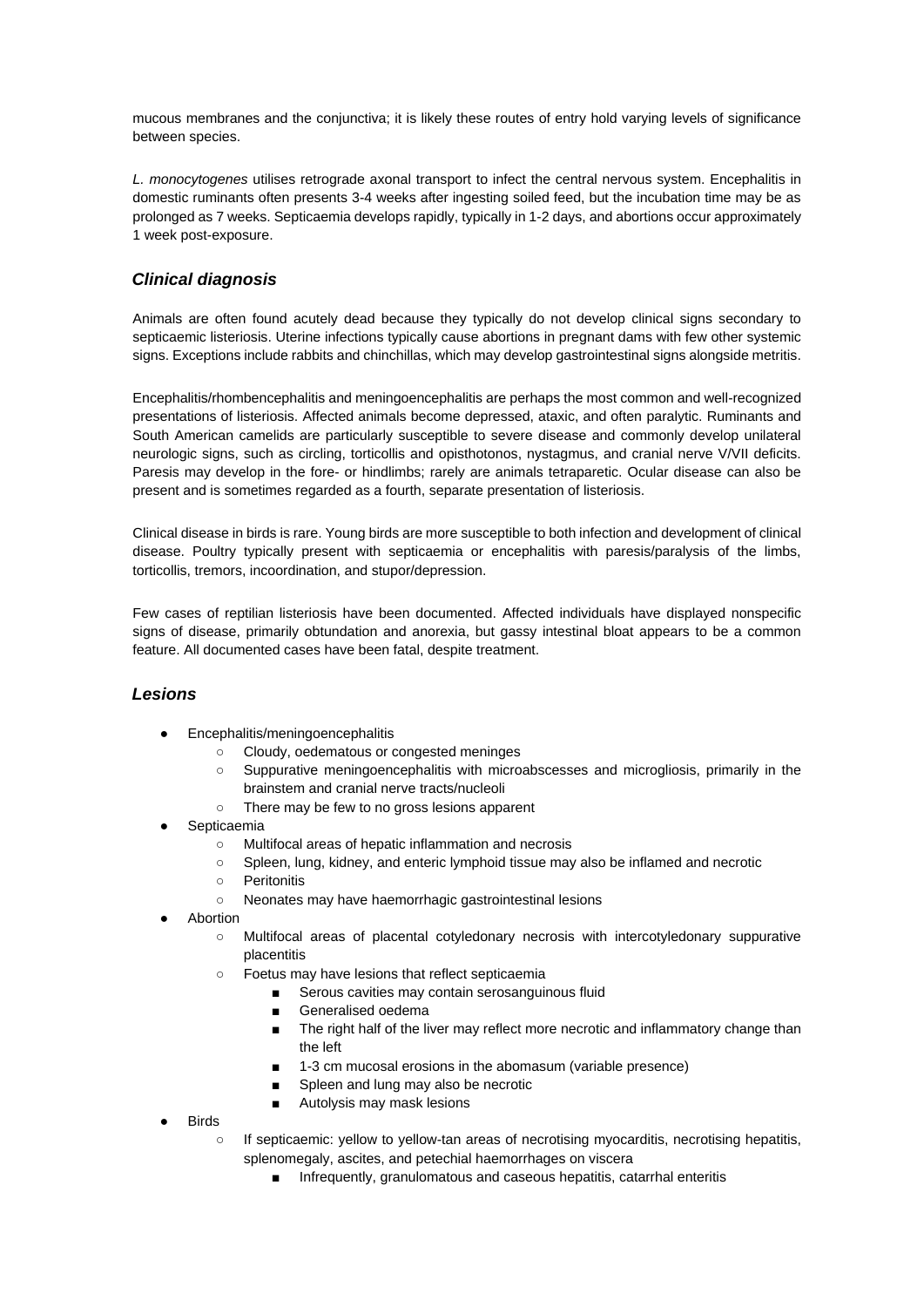mucous membranes and the conjunctiva; it is likely these routes of entry hold varying levels of significance between species.

*L. monocytogenes* utilises retrograde axonal transport to infect the central nervous system. Encephalitis in domestic ruminants often presents 3-4 weeks after ingesting soiled feed, but the incubation time may be as prolonged as 7 weeks. Septicaemia develops rapidly, typically in 1-2 days, and abortions occur approximately 1 week post-exposure.

## *Clinical diagnosis*

Animals are often found acutely dead because they typically do not develop clinical signs secondary to septicaemic listeriosis. Uterine infections typically cause abortions in pregnant dams with few other systemic signs. Exceptions include rabbits and chinchillas, which may develop gastrointestinal signs alongside metritis.

Encephalitis/rhombencephalitis and meningoencephalitis are perhaps the most common and well-recognized presentations of listeriosis. Affected animals become depressed, ataxic, and often paralytic. Ruminants and South American camelids are particularly susceptible to severe disease and commonly develop unilateral neurologic signs, such as circling, torticollis and opisthotonos, nystagmus, and cranial nerve V/VII deficits. Paresis may develop in the fore- or hindlimbs; rarely are animals tetraparetic. Ocular disease can also be present and is sometimes regarded as a fourth, separate presentation of listeriosis.

Clinical disease in birds is rare. Young birds are more susceptible to both infection and development of clinical disease. Poultry typically present with septicaemia or encephalitis with paresis/paralysis of the limbs, torticollis, tremors, incoordination, and stupor/depression.

Few cases of reptilian listeriosis have been documented. Affected individuals have displayed nonspecific signs of disease, primarily obtundation and anorexia, but gassy intestinal bloat appears to be a common feature. All documented cases have been fatal, despite treatment.

## *Lesions*

- Encephalitis/meningoencephalitis
  - Cloudy, oedematous or congested meninges
  - Suppurative meningoencephalitis with microabscesses and microgliosis, primarily in the brainstem and cranial nerve tracts/nucleoli
  - There may be few to no gross lesions apparent
- Septicaemia
  - Multifocal areas of hepatic inflammation and necrosis
  - Spleen, lung, kidney, and enteric lymphoid tissue may also be inflamed and necrotic
  - Peritonitis
  - Neonates may have haemorrhagic gastrointestinal lesions
- Abortion
  - Multifocal areas of placental cotyledonary necrosis with intercotyledonary suppurative placentitis
  - Foetus may have lesions that reflect septicaemia
    - Serous cavities may contain serosanguinous fluid
    - Generalised oedema
    - The right half of the liver may reflect more necrotic and inflammatory change than the left
    - 1-3 cm mucosal erosions in the abomasum (variable presence)
    - Spleen and lung may also be necrotic
    - Autolysis may mask lesions
- Birds
  - If septicaemic: yellow to yellow-tan areas of necrotising myocarditis, necrotising hepatitis, splenomegaly, ascites, and petechial haemorrhages on viscera
    - Infrequently, granulomatous and caseous hepatitis, catarrhal enteritis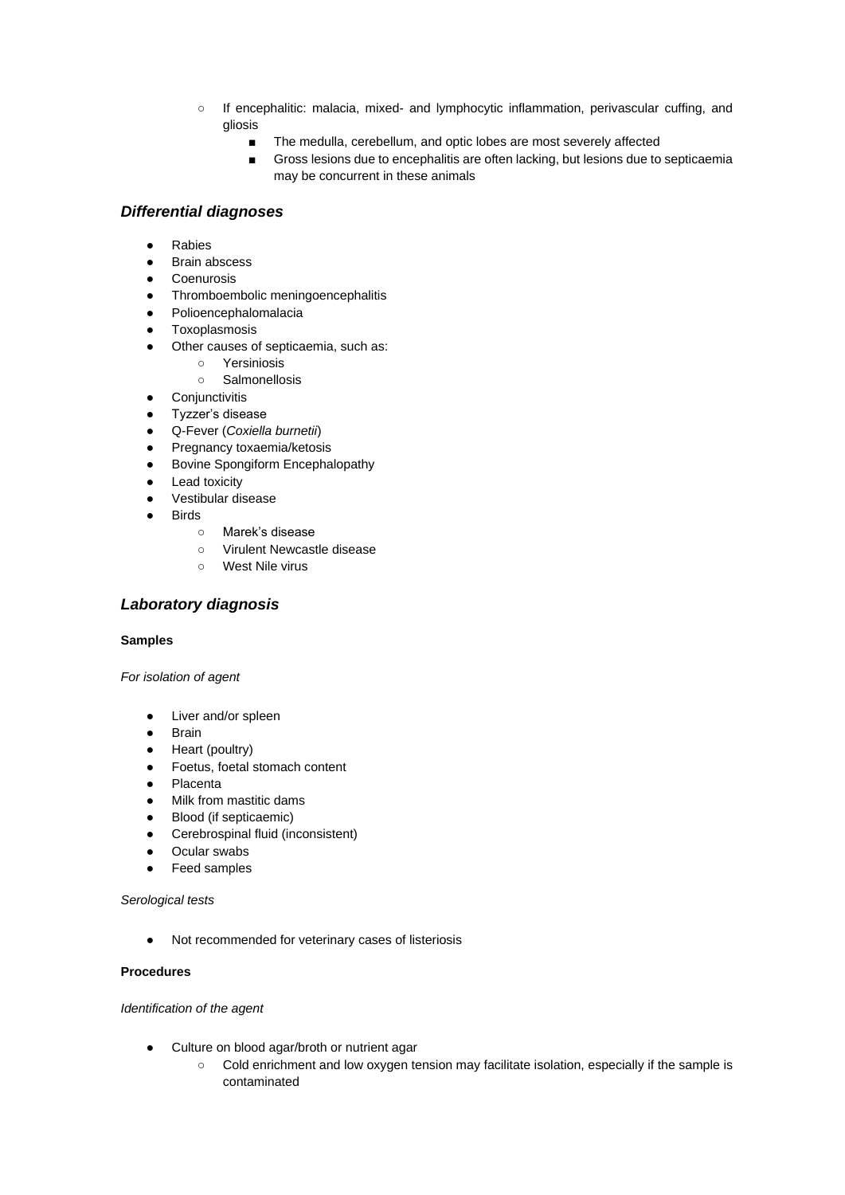- If encephalitic: malacia, mixed- and lymphocytic inflammation, perivascular cuffing, and gliosis
        - The medulla, cerebellum, and optic lobes are most severely affected
        - Gross lesions due to encephalitis are often lacking, but lesions due to septicaemia may be concurrent in these animals

### *Differential diagnoses*

- Rabies
- Brain abscess
- Coenurosis
- Thromboembolic meningoencephalitis
- Polioencephalomalacia
- Toxoplasmosis
- Other causes of septicaemia, such as:
    - Yersiniosis
    - Salmonellosis
- Conjunctivitis
- Tyzzer's disease
- Q-Fever (*Coxiella burnetii*)
- Pregnancy toxaemia/ketosis
- Bovine Spongiform Encephalopathy
- Lead toxicity
- Vestibular disease
- Birds
    - Marek's disease
    - Virulent Newcastle disease
    - West Nile virus

### *Laboratory diagnosis*

**Samples**

*For isolation of agent*

- Liver and/or spleen
- Brain
- Heart (poultry)
- Foetus, foetal stomach content
- Placenta
- Milk from mastitic dams
- Blood (if septicaemic)
- Cerebrospinal fluid (inconsistent)
- Ocular swabs
- Feed samples

*Serological tests*

- Not recommended for veterinary cases of listeriosis

**Procedures**

*Identification of the agent*

- Culture on blood agar/broth or nutrient agar
    - Cold enrichment and low oxygen tension may facilitate isolation, especially if the sample is contaminated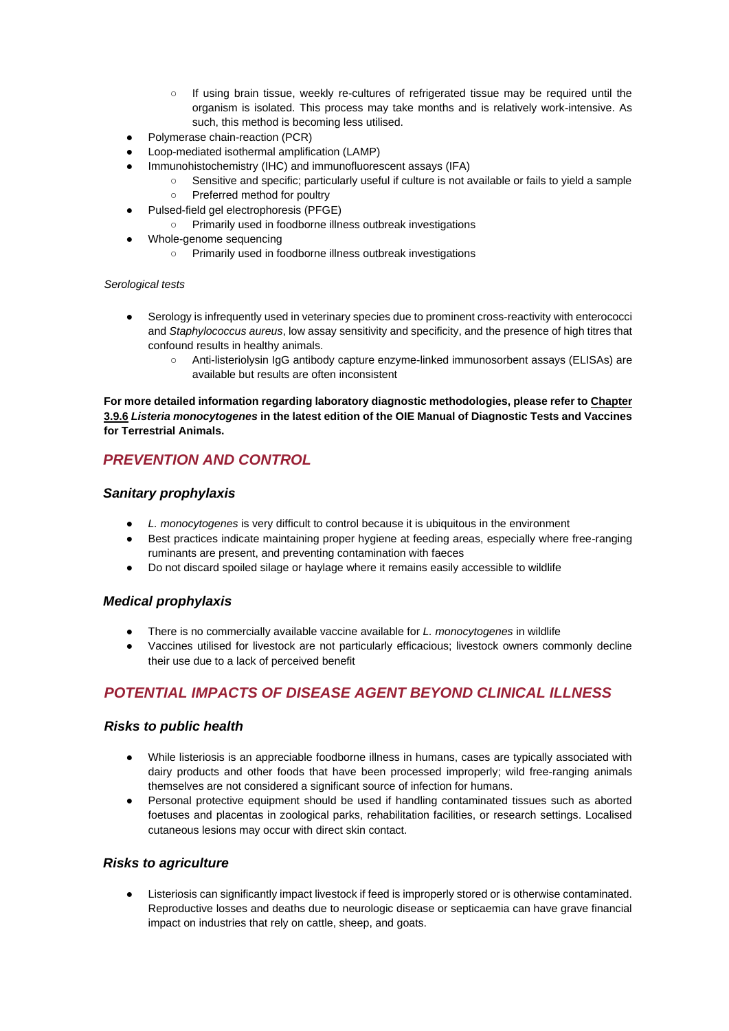- If using brain tissue, weekly re-cultures of refrigerated tissue may be required until the organism is isolated. This process may take months and is relatively work-intensive. As such, this method is becoming less utilised.
- Polymerase chain-reaction (PCR)
- Loop-mediated isothermal amplification (LAMP)
- Immunohistochemistry (IHC) and immunofluorescent assays (IFA)
    - Sensitive and specific; particularly useful if culture is not available or fails to yield a sample
    - Preferred method for poultry
- Pulsed-field gel electrophoresis (PFGE)
    - Primarily used in foodborne illness outbreak investigations
- Whole-genome sequencing
    - Primarily used in foodborne illness outbreak investigations

*Serological tests*

- Serology is infrequently used in veterinary species due to prominent cross-reactivity with enterococci and *Staphylococcus aureus*, low assay sensitivity and specificity, and the presence of high titres that confound results in healthy animals.
    - Anti-listeriolysin IgG antibody capture enzyme-linked immunosorbent assays (ELISAs) are available but results are often inconsistent

**For more detailed information regarding laboratory diagnostic methodologies, please refer to Chapter 3.9.6 *Listeria monocytogenes* in the latest edition of the OIE Manual of Diagnostic Tests and Vaccines for Terrestrial Animals.**

## *PREVENTION AND CONTROL*

### *Sanitary prophylaxis*

- *L. monocytogenes* is very difficult to control because it is ubiquitous in the environment
- Best practices indicate maintaining proper hygiene at feeding areas, especially where free-ranging ruminants are present, and preventing contamination with faeces
- Do not discard spoiled silage or haylage where it remains easily accessible to wildlife

### *Medical prophylaxis*

- There is no commercially available vaccine available for *L. monocytogenes* in wildlife
- Vaccines utilised for livestock are not particularly efficacious; livestock owners commonly decline their use due to a lack of perceived benefit

## *POTENTIAL IMPACTS OF DISEASE AGENT BEYOND CLINICAL ILLNESS*

### *Risks to public health*

- While listeriosis is an appreciable foodborne illness in humans, cases are typically associated with dairy products and other foods that have been processed improperly; wild free-ranging animals themselves are not considered a significant source of infection for humans.
- Personal protective equipment should be used if handling contaminated tissues such as aborted foetuses and placentas in zoological parks, rehabilitation facilities, or research settings. Localised cutaneous lesions may occur with direct skin contact.

### *Risks to agriculture*

- Listeriosis can significantly impact livestock if feed is improperly stored or is otherwise contaminated. Reproductive losses and deaths due to neurologic disease or septicaemia can have grave financial impact on industries that rely on cattle, sheep, and goats.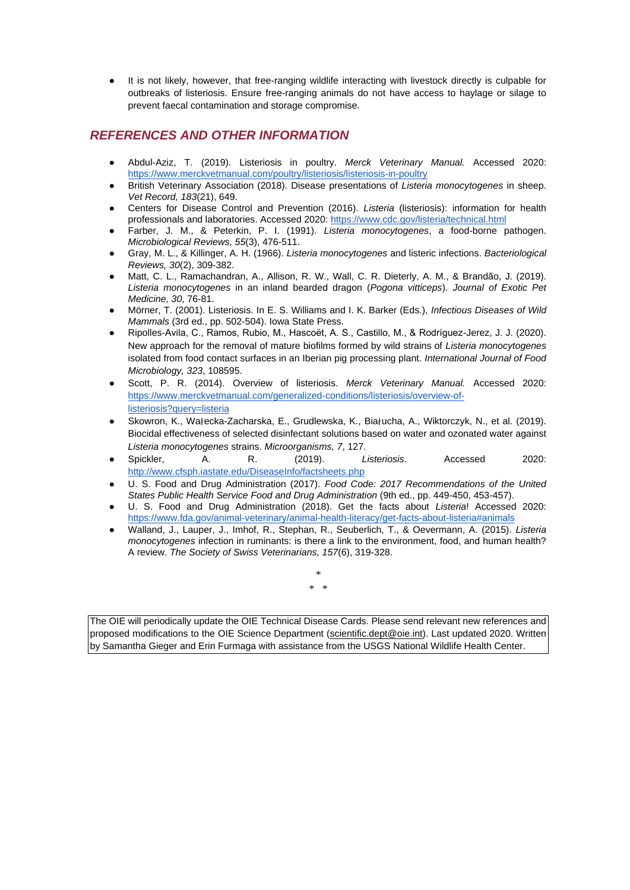- It is not likely, however, that free-ranging wildlife interacting with livestock directly is culpable for outbreaks of listeriosis. Ensure free-ranging animals do not have access to haylage or silage to prevent faecal contamination and storage compromise.

## REFERENCES AND OTHER INFORMATION

- Abdul-Aziz, T. (2019). Listeriosis in poultry. *Merck Veterinary Manual.* Accessed 2020: https://www.merckvetmanual.com/poultry/listeriosis/listeriosis-in-poultry
- British Veterinary Association (2018). Disease presentations of *Listeria monocytogenes* in sheep. *Vet Record, 183*(21), 649.
- Centers for Disease Control and Prevention (2016). *Listeria* (listeriosis): information for health professionals and laboratories. Accessed 2020: https://www.cdc.gov/listeria/technical.html
- Farber, J. M., & Peterkin, P. I. (1991). *Listeria monocytogenes*, a food-borne pathogen. *Microbiological Reviews, 55*(3), 476-511.
- Gray, M. L., & Killinger, A. H. (1966). *Listeria monocytogenes* and listeric infections. *Bacteriological Reviews, 30*(2), 309-382.
- Matt, C. L., Ramachandran, A., Allison, R. W., Wall, C. R. Dieterly, A. M., & Brandão, J. (2019). *Listeria monocytogenes* in an inland bearded dragon (*Pogona vitticeps*). *Journal of Exotic Pet Medicine, 30*, 76-81.
- Mörner, T. (2001). Listeriosis. In E. S. Williams and I. K. Barker (Eds.), *Infectious Diseases of Wild Mammals* (3rd ed., pp. 502-504). Iowa State Press.
- Ripolles-Avila, C., Ramos, Rubio, M., Hascoët, A. S., Castillo, M., & Rodríguez-Jerez, J. J. (2020). New approach for the removal of mature biofilms formed by wild strains of *Listeria monocytogenes* isolated from food contact surfaces in an Iberian pig processing plant. *International Journal of Food Microbiology, 323*, 108595.
- Scott, P. R. (2014). Overview of listeriosis. *Merck Veterinary Manual.* Accessed 2020: https://www.merckvetmanual.com/generalized-conditions/listeriosis/overview-of-listeriosis?query=listeria
- Skowron, K., Wałecka-Zacharska, E., Grudlewska, K., Białucha, A., Wiktorczyk, N., et al. (2019). Biocidal effectiveness of selected disinfectant solutions based on water and ozonated water against *Listeria monocytogenes* strains. *Microorganisms, 7*, 127.
- Spickler, A. R. (2019). *Listeriosis*. Accessed 2020: http://www.cfsph.iastate.edu/DiseaseInfo/factsheets.php
- U. S. Food and Drug Administration (2017). *Food Code: 2017 Recommendations of the United States Public Health Service Food and Drug Administration* (9th ed., pp. 449-450, 453-457).
- U. S. Food and Drug Administration (2018). Get the facts about *Listeria*! Accessed 2020: https://www.fda.gov/animal-veterinary/animal-health-literacy/get-facts-about-listeria#animals
- Walland, J., Lauper, J., Imhof, R., Stephan, R., Seuberlich, T., & Oevermann, A. (2015). *Listeria monocytogenes* infection in ruminants: is there a link to the environment, food, and human health? A review. *The Society of Swiss Veterinarians, 157*(6), 319-328.

*

\* *

The OIE will periodically update the OIE Technical Disease Cards. Please send relevant new references and proposed modifications to the OIE Science Department (scientific.dept@oie.int). Last updated 2020. Written by Samantha Gieger and Erin Furmaga with assistance from the USGS National Wildlife Health Center.